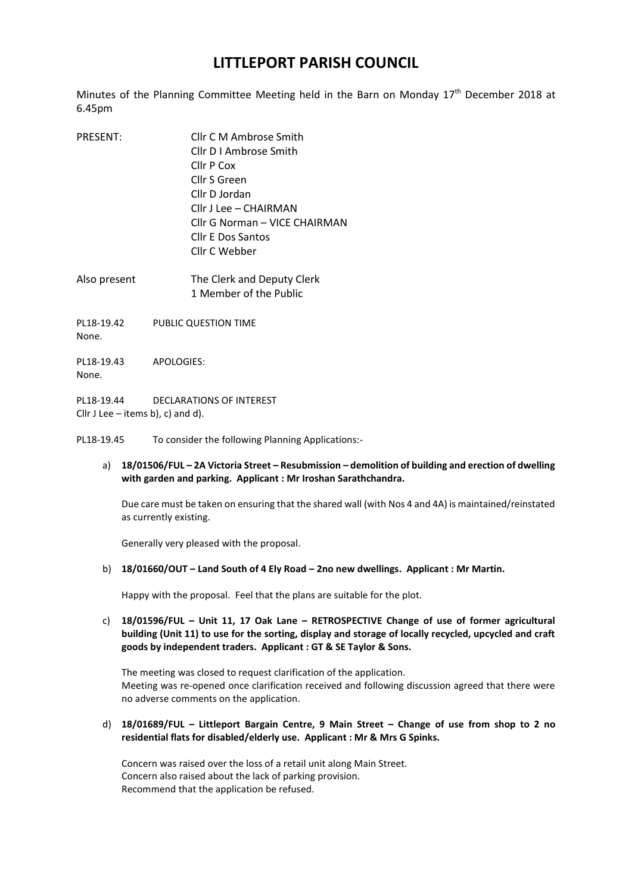# LITTLEPORT PARISH COUNCIL

Minutes of the Planning Committee Meeting held in the Barn on Monday 17th December 2018 at 6.45pm

PRESENT:
- Cllr C M Ambrose Smith
- Cllr D I Ambrose Smith
- Cllr P Cox
- Cllr S Green
- Cllr D Jordan
- Cllr J Lee – CHAIRMAN
- Cllr G Norman – VICE CHAIRMAN
- Cllr E Dos Santos
- Cllr C Webber

Also present
- The Clerk and Deputy Clerk
- 1 Member of the Public

PL18-19.42 PUBLIC QUESTION TIME
None.

PL18-19.43 APOLOGIES:
None.

PL18-19.44 DECLARATIONS OF INTEREST
Cllr J Lee – items b), c) and d).

PL18-19.45 To consider the following Planning Applications:-

a) **18/01506/FUL – 2A Victoria Street – Resubmission – demolition of building and erection of dwelling with garden and parking. Applicant : Mr Iroshan Sarathchandra.**

   Due care must be taken on ensuring that the shared wall (with Nos 4 and 4A) is maintained/reinstated as currently existing.

   Generally very pleased with the proposal.

b) **18/01660/OUT – Land South of 4 Ely Road – 2no new dwellings. Applicant : Mr Martin.**

   Happy with the proposal. Feel that the plans are suitable for the plot.

c) **18/01596/FUL – Unit 11, 17 Oak Lane – RETROSPECTIVE Change of use of former agricultural building (Unit 11) to use for the sorting, display and storage of locally recycled, upcycled and craft goods by independent traders. Applicant : GT & SE Taylor & Sons.**

   The meeting was closed to request clarification of the application.
   Meeting was re-opened once clarification received and following discussion agreed that there were no adverse comments on the application.

d) **18/01689/FUL – Littleport Bargain Centre, 9 Main Street – Change of use from shop to 2 no residential flats for disabled/elderly use. Applicant : Mr & Mrs G Spinks.**

   Concern was raised over the loss of a retail unit along Main Street.
   Concern also raised about the lack of parking provision.
   Recommend that the application be refused.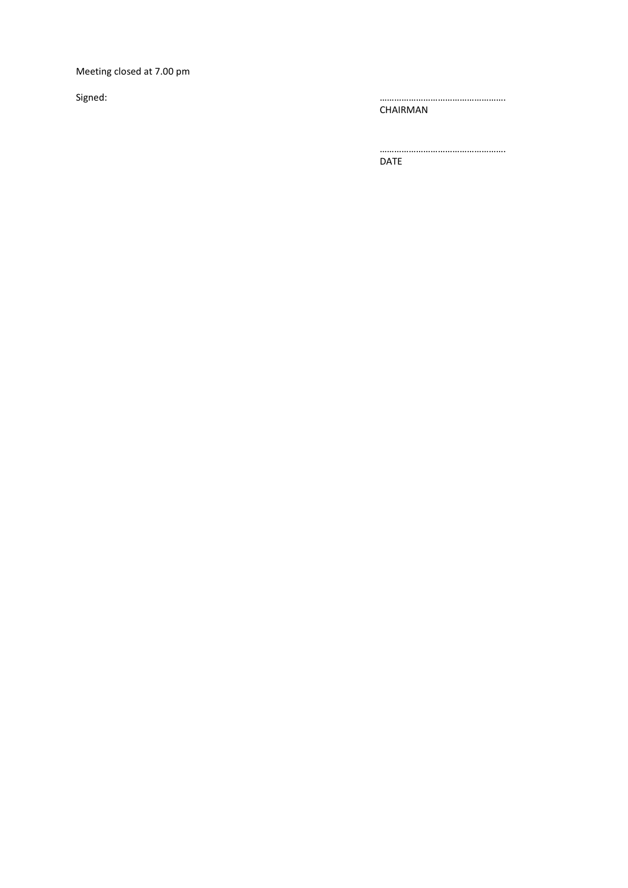Meeting closed at 7.00 pm

Signed: ……………………………………………

CHAIRMAN

……………………………………………

DATE